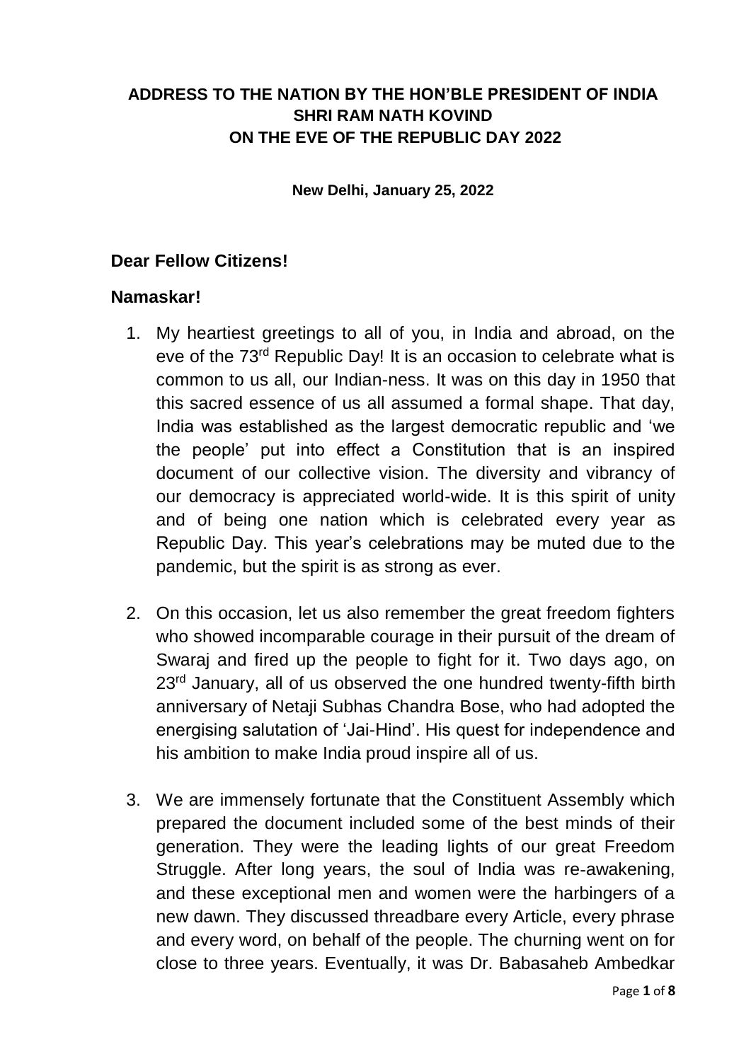# ADDRESS TO THE NATION BY THE HON'BLE PRESIDENT OF INDIA SHRI RAM NATH KOVIND ON THE EVE OF THE REPUBLIC DAY 2022

**New Delhi, January 25, 2022**

**Dear Fellow Citizens!**

**Namaskar!**

1. My heartiest greetings to all of you, in India and abroad, on the eve of the 73rd Republic Day! It is an occasion to celebrate what is common to us all, our Indian-ness. It was on this day in 1950 that this sacred essence of us all assumed a formal shape. That day, India was established as the largest democratic republic and 'we the people' put into effect a Constitution that is an inspired document of our collective vision. The diversity and vibrancy of our democracy is appreciated world-wide. It is this spirit of unity and of being one nation which is celebrated every year as Republic Day. This year's celebrations may be muted due to the pandemic, but the spirit is as strong as ever.

2. On this occasion, let us also remember the great freedom fighters who showed incomparable courage in their pursuit of the dream of Swaraj and fired up the people to fight for it. Two days ago, on 23rd January, all of us observed the one hundred twenty-fifth birth anniversary of Netaji Subhas Chandra Bose, who had adopted the energising salutation of 'Jai-Hind'. His quest for independence and his ambition to make India proud inspire all of us.

3. We are immensely fortunate that the Constituent Assembly which prepared the document included some of the best minds of their generation. They were the leading lights of our great Freedom Struggle. After long years, the soul of India was re-awakening, and these exceptional men and women were the harbingers of a new dawn. They discussed threadbare every Article, every phrase and every word, on behalf of the people. The churning went on for close to three years. Eventually, it was Dr. Babasaheb Ambedkar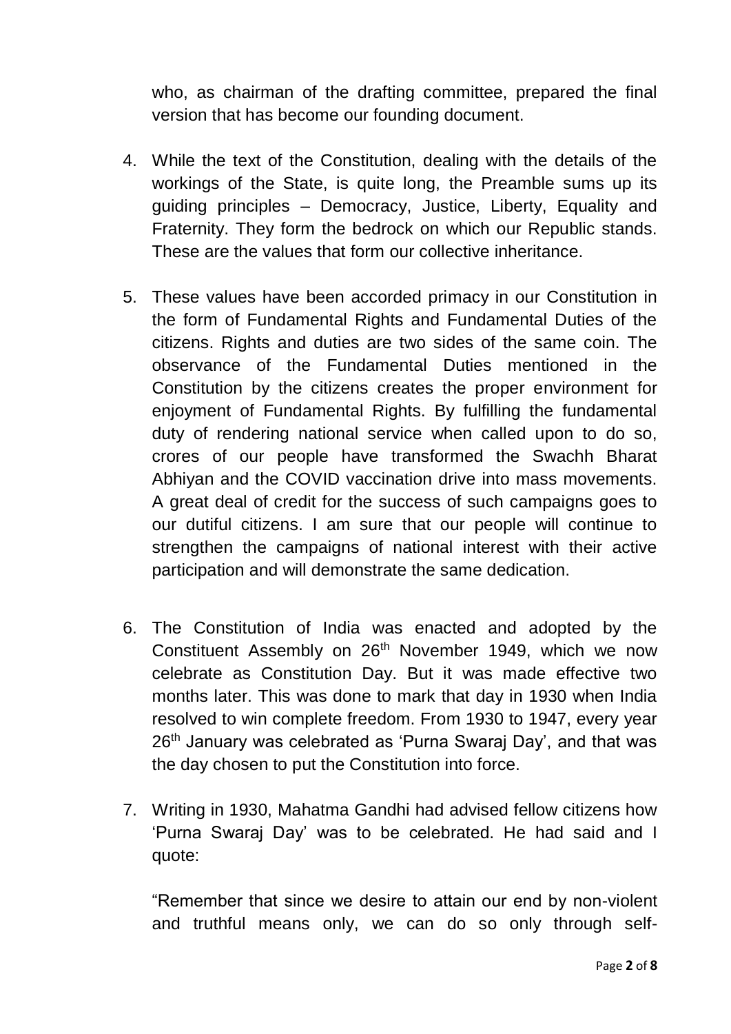who, as chairman of the drafting committee, prepared the final version that has become our founding document.

4. While the text of the Constitution, dealing with the details of the workings of the State, is quite long, the Preamble sums up its guiding principles – Democracy, Justice, Liberty, Equality and Fraternity. They form the bedrock on which our Republic stands. These are the values that form our collective inheritance.

5. These values have been accorded primacy in our Constitution in the form of Fundamental Rights and Fundamental Duties of the citizens. Rights and duties are two sides of the same coin. The observance of the Fundamental Duties mentioned in the Constitution by the citizens creates the proper environment for enjoyment of Fundamental Rights. By fulfilling the fundamental duty of rendering national service when called upon to do so, crores of our people have transformed the Swachh Bharat Abhiyan and the COVID vaccination drive into mass movements. A great deal of credit for the success of such campaigns goes to our dutiful citizens. I am sure that our people will continue to strengthen the campaigns of national interest with their active participation and will demonstrate the same dedication.

6. The Constitution of India was enacted and adopted by the Constituent Assembly on 26th November 1949, which we now celebrate as Constitution Day. But it was made effective two months later. This was done to mark that day in 1930 when India resolved to win complete freedom. From 1930 to 1947, every year 26th January was celebrated as 'Purna Swaraj Day', and that was the day chosen to put the Constitution into force.

7. Writing in 1930, Mahatma Gandhi had advised fellow citizens how 'Purna Swaraj Day' was to be celebrated. He had said and I quote:

   "Remember that since we desire to attain our end by non-violent and truthful means only, we can do so only through self-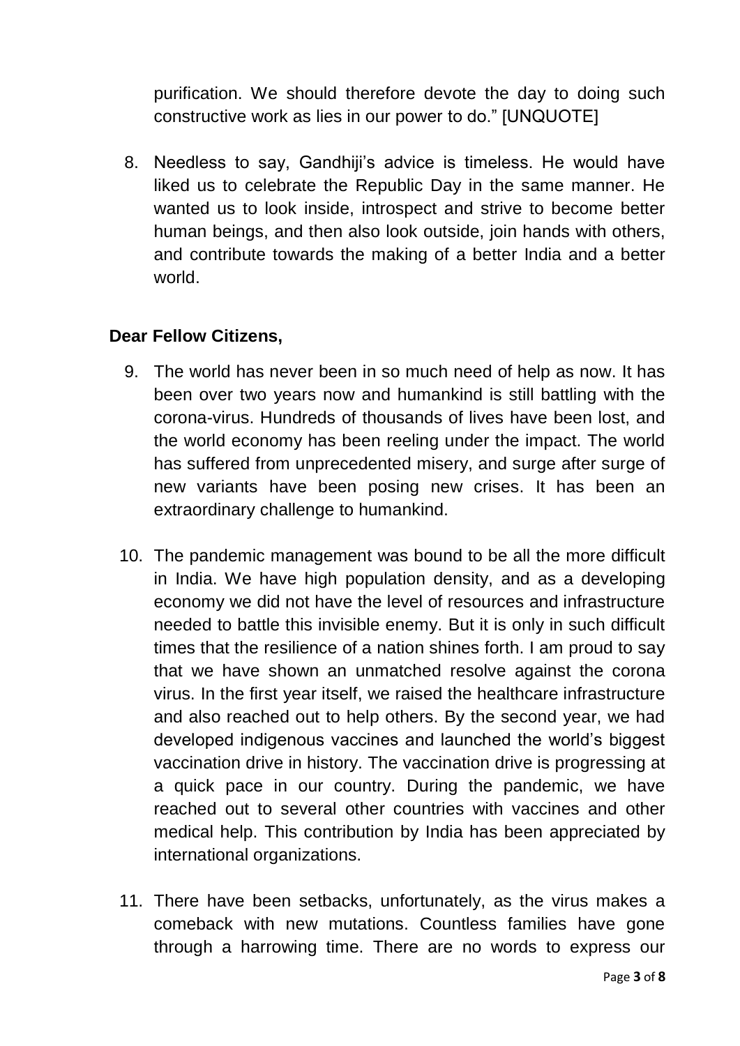purification. We should therefore devote the day to doing such constructive work as lies in our power to do." [UNQUOTE]

8. Needless to say, Gandhiji's advice is timeless. He would have liked us to celebrate the Republic Day in the same manner. He wanted us to look inside, introspect and strive to become better human beings, and then also look outside, join hands with others, and contribute towards the making of a better India and a better world.

**Dear Fellow Citizens,**

9. The world has never been in so much need of help as now. It has been over two years now and humankind is still battling with the corona-virus. Hundreds of thousands of lives have been lost, and the world economy has been reeling under the impact. The world has suffered from unprecedented misery, and surge after surge of new variants have been posing new crises. It has been an extraordinary challenge to humankind.

10. The pandemic management was bound to be all the more difficult in India. We have high population density, and as a developing economy we did not have the level of resources and infrastructure needed to battle this invisible enemy. But it is only in such difficult times that the resilience of a nation shines forth. I am proud to say that we have shown an unmatched resolve against the corona virus. In the first year itself, we raised the healthcare infrastructure and also reached out to help others. By the second year, we had developed indigenous vaccines and launched the world's biggest vaccination drive in history. The vaccination drive is progressing at a quick pace in our country. During the pandemic, we have reached out to several other countries with vaccines and other medical help. This contribution by India has been appreciated by international organizations.

11. There have been setbacks, unfortunately, as the virus makes a comeback with new mutations. Countless families have gone through a harrowing time. There are no words to express our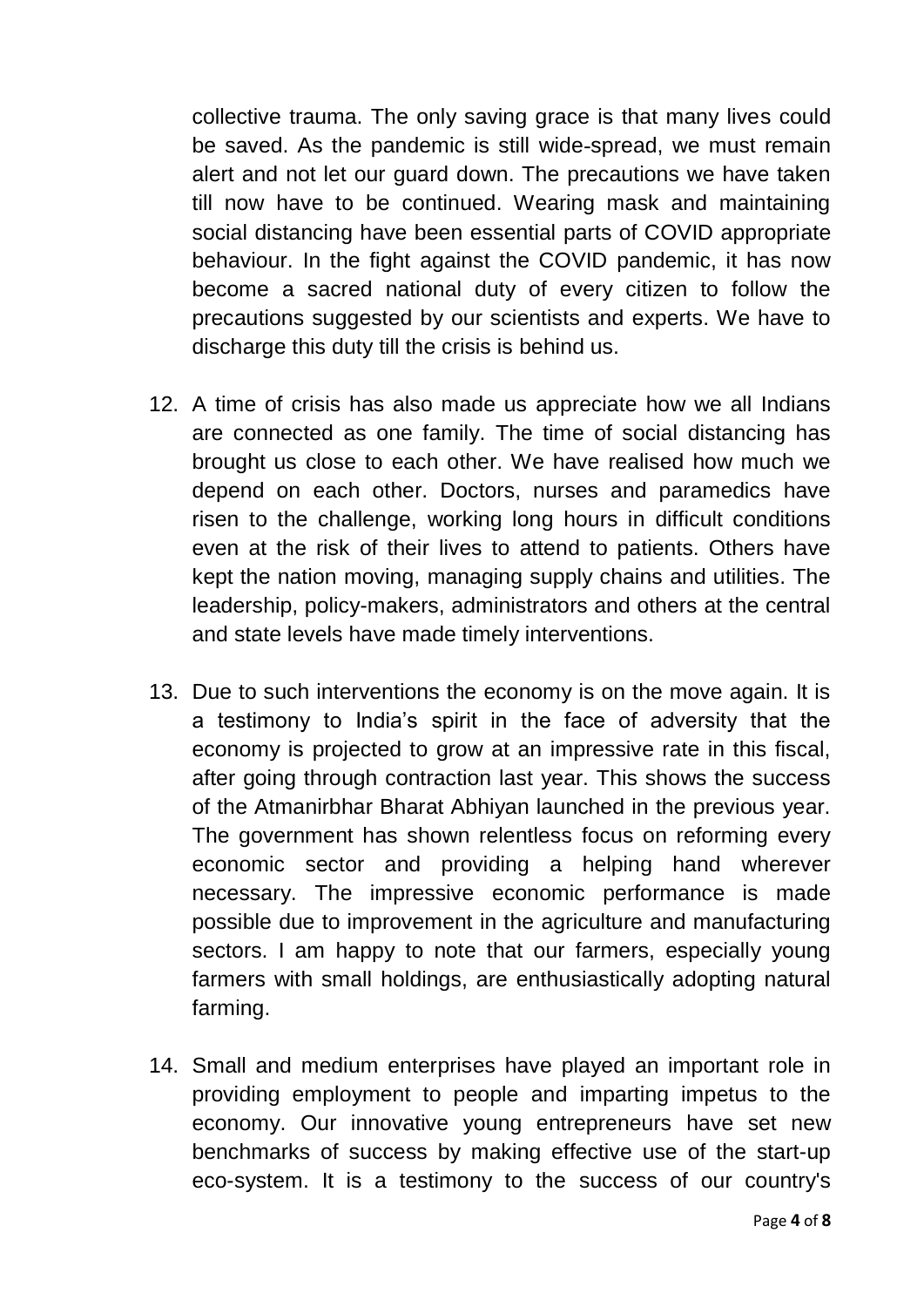collective trauma. The only saving grace is that many lives could be saved. As the pandemic is still wide-spread, we must remain alert and not let our guard down. The precautions we have taken till now have to be continued. Wearing mask and maintaining social distancing have been essential parts of COVID appropriate behaviour. In the fight against the COVID pandemic, it has now become a sacred national duty of every citizen to follow the precautions suggested by our scientists and experts. We have to discharge this duty till the crisis is behind us.

12. A time of crisis has also made us appreciate how we all Indians are connected as one family. The time of social distancing has brought us close to each other. We have realised how much we depend on each other. Doctors, nurses and paramedics have risen to the challenge, working long hours in difficult conditions even at the risk of their lives to attend to patients. Others have kept the nation moving, managing supply chains and utilities. The leadership, policy-makers, administrators and others at the central and state levels have made timely interventions.

13. Due to such interventions the economy is on the move again. It is a testimony to India's spirit in the face of adversity that the economy is projected to grow at an impressive rate in this fiscal, after going through contraction last year. This shows the success of the Atmanirbhar Bharat Abhiyan launched in the previous year. The government has shown relentless focus on reforming every economic sector and providing a helping hand wherever necessary. The impressive economic performance is made possible due to improvement in the agriculture and manufacturing sectors. I am happy to note that our farmers, especially young farmers with small holdings, are enthusiastically adopting natural farming.

14. Small and medium enterprises have played an important role in providing employment to people and imparting impetus to the economy. Our innovative young entrepreneurs have set new benchmarks of success by making effective use of the start-up eco-system. It is a testimony to the success of our country's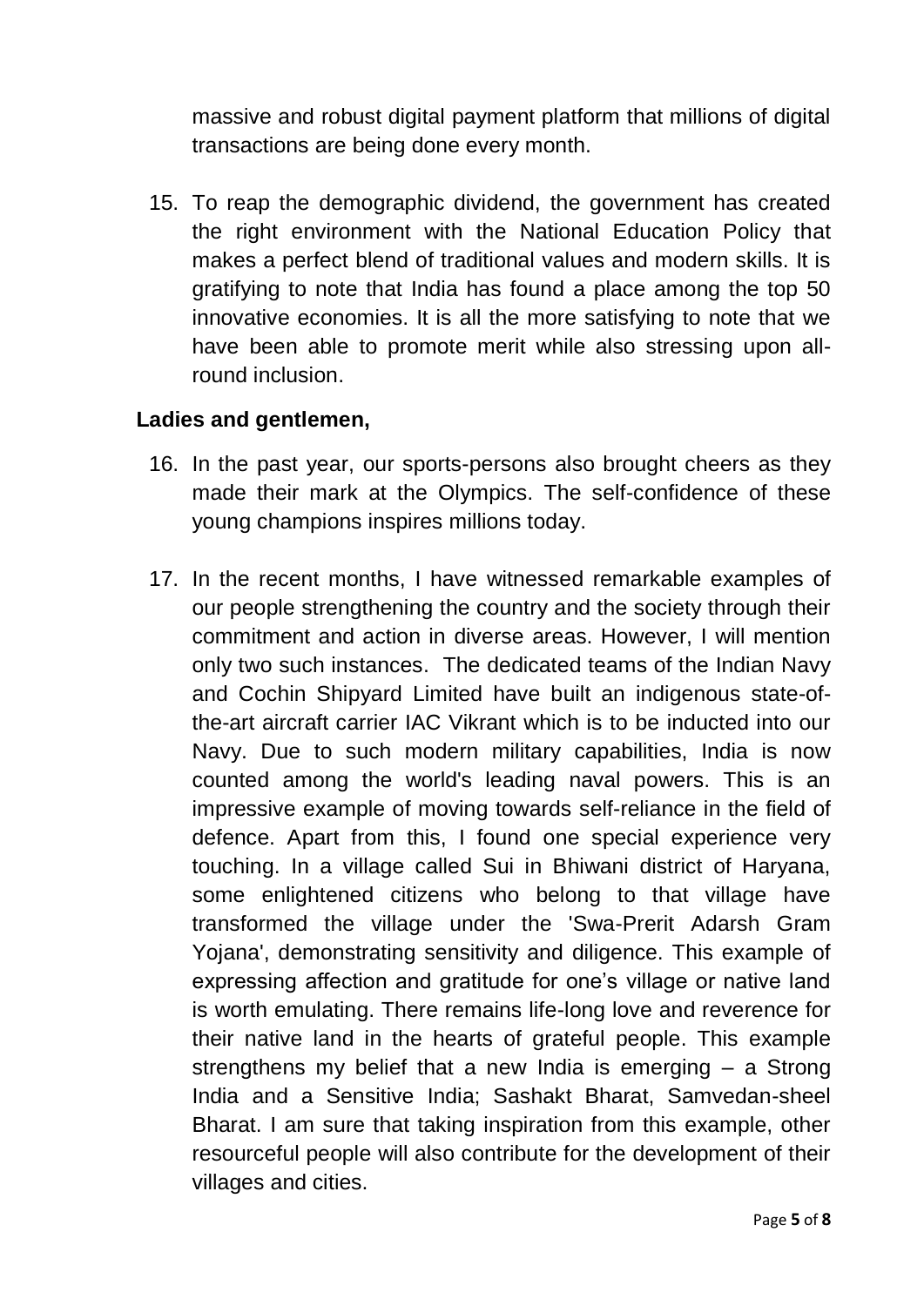massive and robust digital payment platform that millions of digital transactions are being done every month.

15. To reap the demographic dividend, the government has created the right environment with the National Education Policy that makes a perfect blend of traditional values and modern skills. It is gratifying to note that India has found a place among the top 50 innovative economies. It is all the more satisfying to note that we have been able to promote merit while also stressing upon all-round inclusion.

**Ladies and gentlemen,**

16. In the past year, our sports-persons also brought cheers as they made their mark at the Olympics. The self-confidence of these young champions inspires millions today.

17. In the recent months, I have witnessed remarkable examples of our people strengthening the country and the society through their commitment and action in diverse areas. However, I will mention only two such instances. The dedicated teams of the Indian Navy and Cochin Shipyard Limited have built an indigenous state-of-the-art aircraft carrier IAC Vikrant which is to be inducted into our Navy. Due to such modern military capabilities, India is now counted among the world's leading naval powers. This is an impressive example of moving towards self-reliance in the field of defence. Apart from this, I found one special experience very touching. In a village called Sui in Bhiwani district of Haryana, some enlightened citizens who belong to that village have transformed the village under the 'Swa-Prerit Adarsh Gram Yojana', demonstrating sensitivity and diligence. This example of expressing affection and gratitude for one's village or native land is worth emulating. There remains life-long love and reverence for their native land in the hearts of grateful people. This example strengthens my belief that a new India is emerging – a Strong India and a Sensitive India; Sashakt Bharat, Samvedan-sheel Bharat. I am sure that taking inspiration from this example, other resourceful people will also contribute for the development of their villages and cities.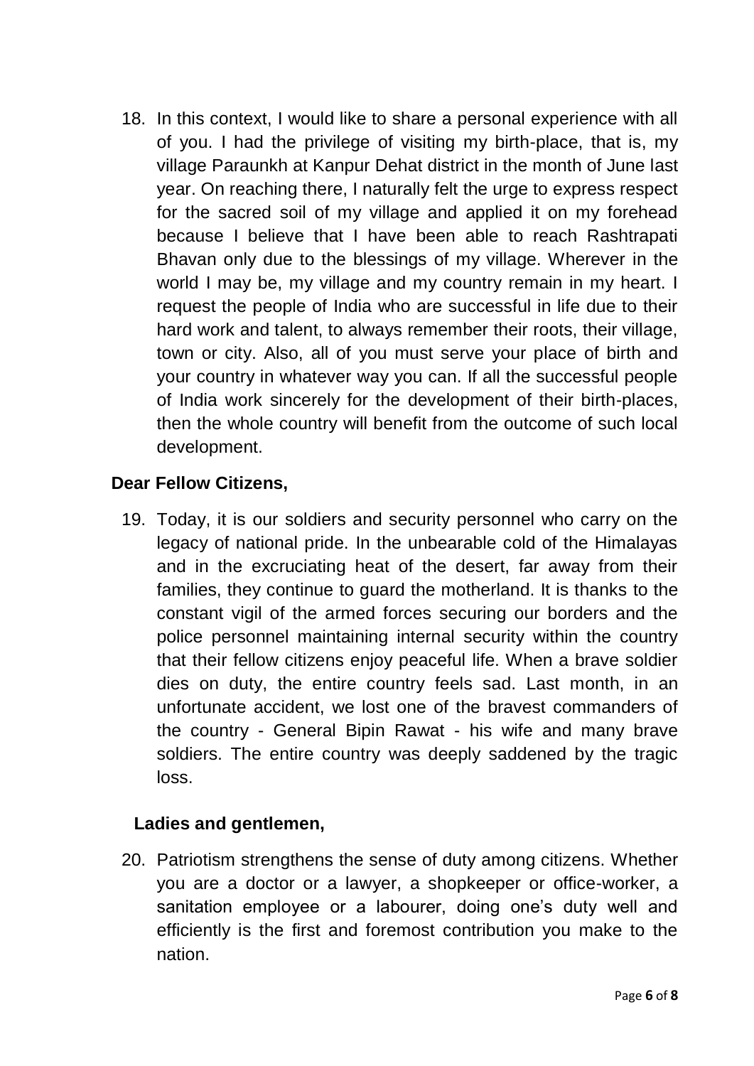18. In this context, I would like to share a personal experience with all of you. I had the privilege of visiting my birth-place, that is, my village Paraunkh at Kanpur Dehat district in the month of June last year. On reaching there, I naturally felt the urge to express respect for the sacred soil of my village and applied it on my forehead because I believe that I have been able to reach Rashtrapati Bhavan only due to the blessings of my village. Wherever in the world I may be, my village and my country remain in my heart. I request the people of India who are successful in life due to their hard work and talent, to always remember their roots, their village, town or city. Also, all of you must serve your place of birth and your country in whatever way you can. If all the successful people of India work sincerely for the development of their birth-places, then the whole country will benefit from the outcome of such local development.

**Dear Fellow Citizens,**

19. Today, it is our soldiers and security personnel who carry on the legacy of national pride. In the unbearable cold of the Himalayas and in the excruciating heat of the desert, far away from their families, they continue to guard the motherland. It is thanks to the constant vigil of the armed forces securing our borders and the police personnel maintaining internal security within the country that their fellow citizens enjoy peaceful life. When a brave soldier dies on duty, the entire country feels sad. Last month, in an unfortunate accident, we lost one of the bravest commanders of the country - General Bipin Rawat - his wife and many brave soldiers. The entire country was deeply saddened by the tragic loss.

**Ladies and gentlemen,**

20. Patriotism strengthens the sense of duty among citizens. Whether you are a doctor or a lawyer, a shopkeeper or office-worker, a sanitation employee or a labourer, doing one's duty well and efficiently is the first and foremost contribution you make to the nation.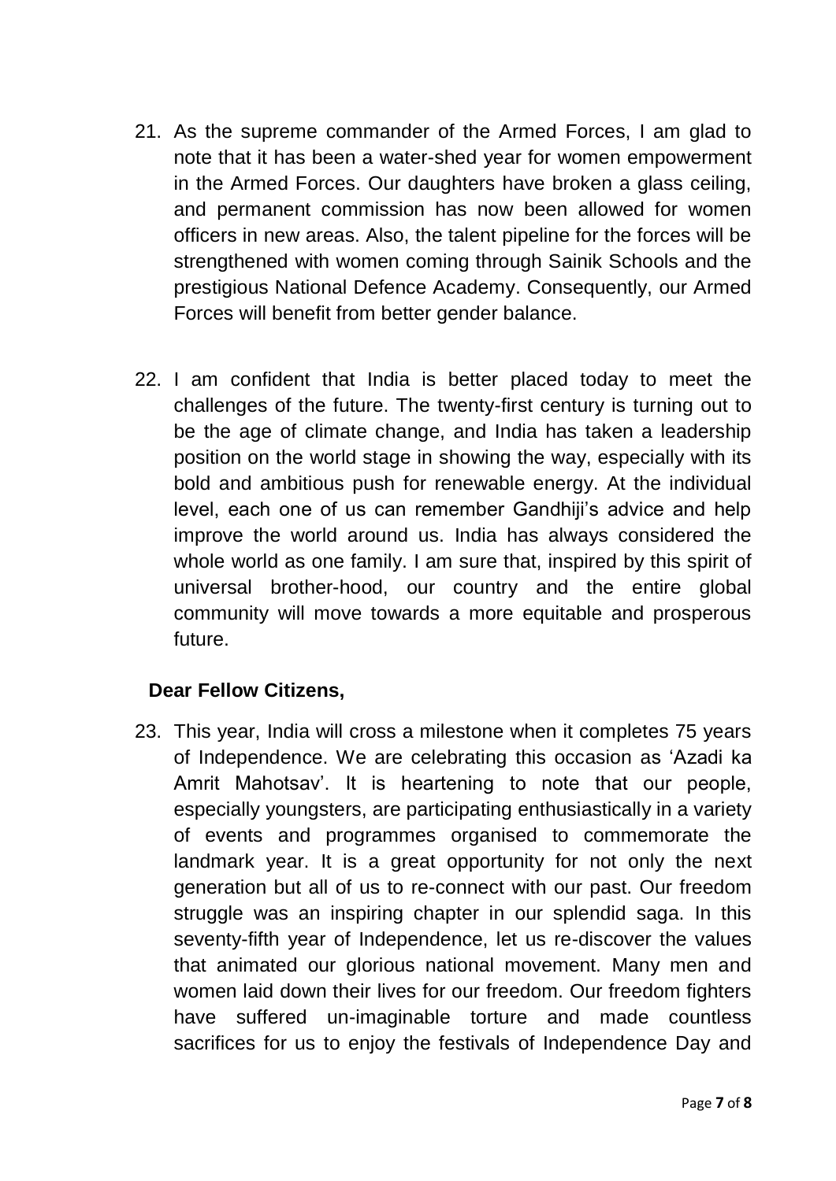21. As the supreme commander of the Armed Forces, I am glad to note that it has been a water-shed year for women empowerment in the Armed Forces. Our daughters have broken a glass ceiling, and permanent commission has now been allowed for women officers in new areas. Also, the talent pipeline for the forces will be strengthened with women coming through Sainik Schools and the prestigious National Defence Academy. Consequently, our Armed Forces will benefit from better gender balance.

22. I am confident that India is better placed today to meet the challenges of the future. The twenty-first century is turning out to be the age of climate change, and India has taken a leadership position on the world stage in showing the way, especially with its bold and ambitious push for renewable energy. At the individual level, each one of us can remember Gandhiji's advice and help improve the world around us. India has always considered the whole world as one family. I am sure that, inspired by this spirit of universal brother-hood, our country and the entire global community will move towards a more equitable and prosperous future.

**Dear Fellow Citizens,**

23. This year, India will cross a milestone when it completes 75 years of Independence. We are celebrating this occasion as 'Azadi ka Amrit Mahotsav'. It is heartening to note that our people, especially youngsters, are participating enthusiastically in a variety of events and programmes organised to commemorate the landmark year. It is a great opportunity for not only the next generation but all of us to re-connect with our past. Our freedom struggle was an inspiring chapter in our splendid saga. In this seventy-fifth year of Independence, let us re-discover the values that animated our glorious national movement. Many men and women laid down their lives for our freedom. Our freedom fighters have suffered un-imaginable torture and made countless sacrifices for us to enjoy the festivals of Independence Day and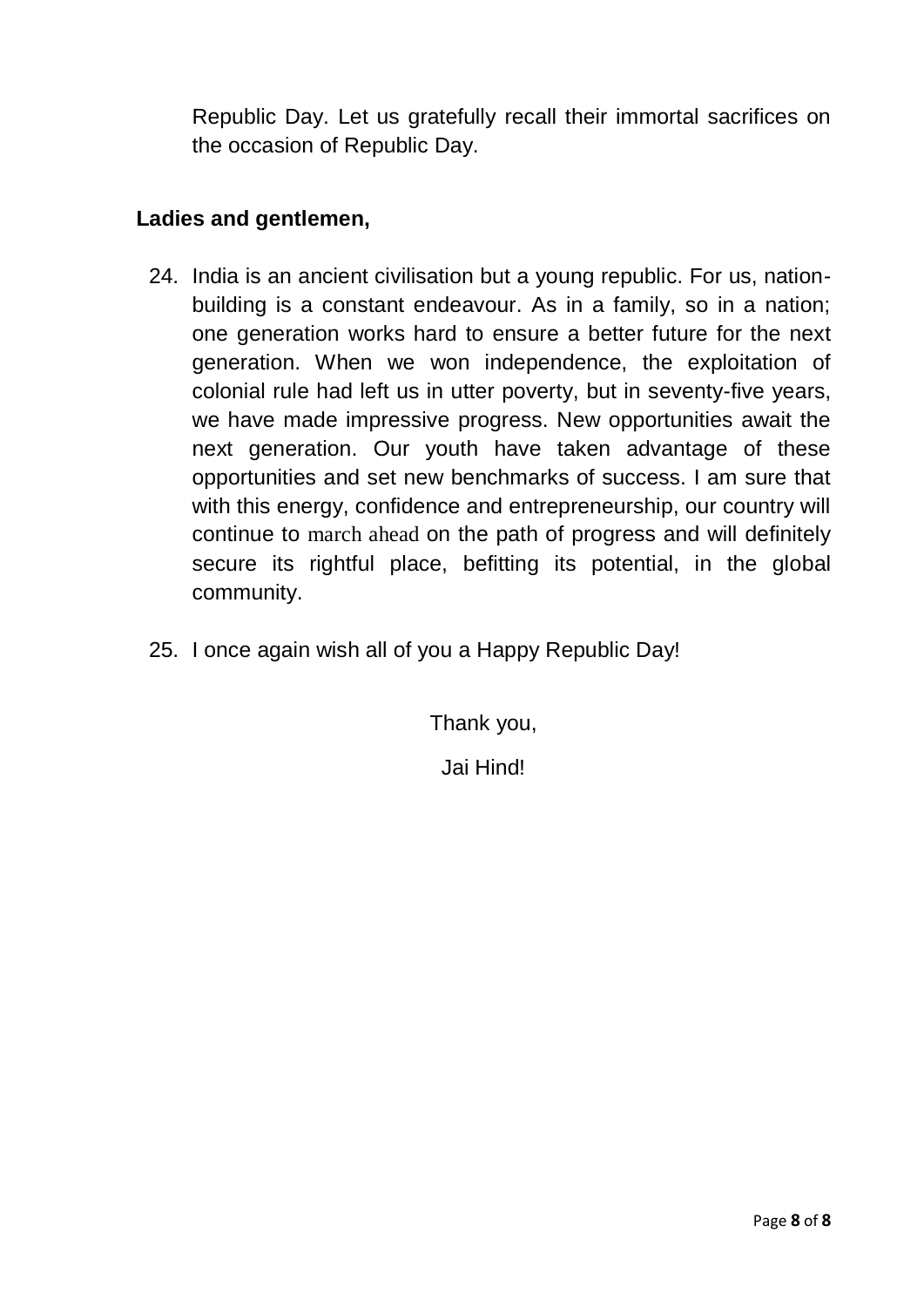Republic Day. Let us gratefully recall their immortal sacrifices on the occasion of Republic Day.

**Ladies and gentlemen,**

24. India is an ancient civilisation but a young republic. For us, nation-building is a constant endeavour. As in a family, so in a nation; one generation works hard to ensure a better future for the next generation. When we won independence, the exploitation of colonial rule had left us in utter poverty, but in seventy-five years, we have made impressive progress. New opportunities await the next generation. Our youth have taken advantage of these opportunities and set new benchmarks of success. I am sure that with this energy, confidence and entrepreneurship, our country will continue to march ahead on the path of progress and will definitely secure its rightful place, befitting its potential, in the global community.

25. I once again wish all of you a Happy Republic Day!

Thank you,

Jai Hind!